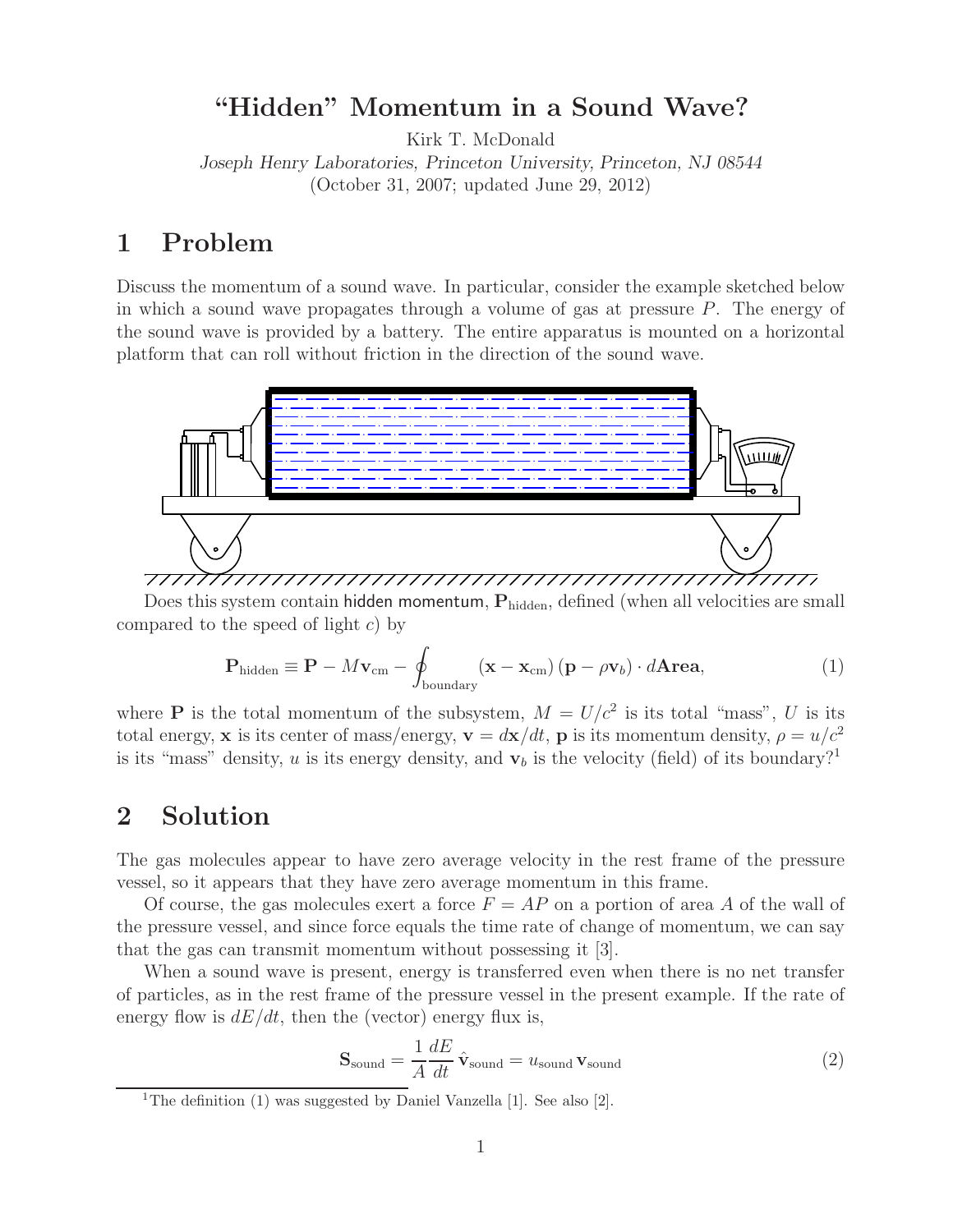# "Hidden" Momentum in a Sound Wave?

Kirk T. McDonald

*Joseph Henry Laboratories, Princeton University, Princeton, NJ 08544*

(October 31, 2007; updated June 29, 2012)

## 1 Problem

Discuss the momentum of a sound wave. In particular, consider the example sketched below in which a sound wave propagates through a volume of gas at pressure $P$. The energy of the sound wave is provided by a battery. The entire apparatus is mounted on a horizontal platform that can roll without friction in the direction of the sound wave.

Does this system contain hidden momentum, $\mathbf{P}_{\rm hidden}$, defined (when all velocities are small compared to the speed of light $c$) by

$$\mathbf{P}_{\rm hidden} \equiv \mathbf{P} - M\mathbf{v}_{\rm cm} - \oint_{\rm boundary} (\mathbf{x} - \mathbf{x}_{\rm cm})\,(\mathbf{p} - \rho\mathbf{v}_b)\cdot d\mathbf{Area}, \tag{1}$$

where $\mathbf{P}$ is the total momentum of the subsystem, $M = U/c^2$ is its total "mass", $U$ is its total energy, $\mathbf{x}$ is its center of mass/energy, $\mathbf{v} = d\mathbf{x}/dt$, $\mathbf{p}$ is its momentum density, $\rho = u/c^2$ is its "mass" density, $u$ is its energy density, and $\mathbf{v}_b$ is the velocity (field) of its boundary?[1]

## 2 Solution

The gas molecules appear to have zero average velocity in the rest frame of the pressure vessel, so it appears that they have zero average momentum in this frame.

Of course, the gas molecules exert a force $F = AP$ on a portion of area $A$ of the wall of the pressure vessel, and since force equals the time rate of change of momentum, we can say that the gas can transmit momentum without possessing it [3].

When a sound wave is present, energy is transferred even when there is no net transfer of particles, as in the rest frame of the pressure vessel in the present example. If the rate of energy flow is $dE/dt$, then the (vector) energy flux is,

$$\mathbf{S}_{\rm sound} = \frac{1}{A}\frac{dE}{dt}\,\hat{\mathbf{v}}_{\rm sound} = u_{\rm sound}\,\mathbf{v}_{\rm sound} \tag{2}$$

[1] The definition (1) was suggested by Daniel Vanzella [1]. See also [2].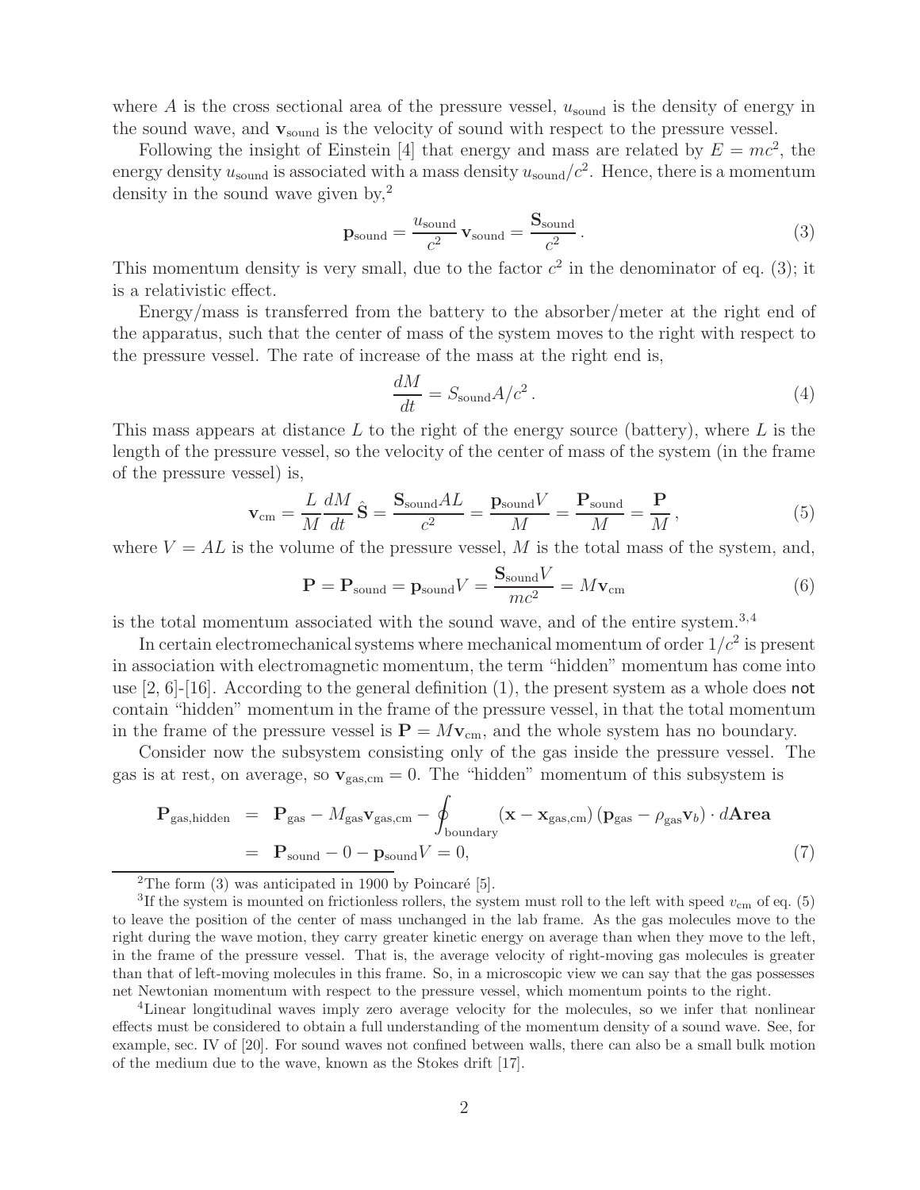where $A$ is the cross sectional area of the pressure vessel, $u_{\rm sound}$ is the density of energy in the sound wave, and $\mathbf{v}_{\rm sound}$ is the velocity of sound with respect to the pressure vessel.

Following the insight of Einstein [4] that energy and mass are related by $E = mc^2$, the energy density $u_{\rm sound}$ is associated with a mass density $u_{\rm sound}/c^2$. Hence, there is a momentum density in the sound wave given by,[2]

$$\mathbf{p}_{\rm sound} = \frac{u_{\rm sound}}{c^2}\,\mathbf{v}_{\rm sound} = \frac{\mathbf{S}_{\rm sound}}{c^2}\,. \tag{3}$$

This momentum density is very small, due to the factor $c^2$ in the denominator of eq. (3); it is a relativistic effect.

Energy/mass is transferred from the battery to the absorber/meter at the right end of the apparatus, such that the center of mass of the system moves to the right with respect to the pressure vessel. The rate of increase of the mass at the right end is,

$$\frac{dM}{dt} = S_{\rm sound}A/c^2\,. \tag{4}$$

This mass appears at distance $L$ to the right of the energy source (battery), where $L$ is the length of the pressure vessel, so the velocity of the center of mass of the system (in the frame of the pressure vessel) is,

$$\mathbf{v}_{\rm cm} = \frac{L}{M}\frac{dM}{dt}\,\hat{\mathbf{S}} = \frac{\mathbf{S}_{\rm sound}AL}{c^2} = \frac{\mathbf{p}_{\rm sound}V}{M} = \frac{\mathbf{P}_{\rm sound}}{M} = \frac{\mathbf{P}}{M}\,, \tag{5}$$

where $V = AL$ is the volume of the pressure vessel, $M$ is the total mass of the system, and,

$$\mathbf{P} = \mathbf{P}_{\rm sound} = \mathbf{p}_{\rm sound}V = \frac{\mathbf{S}_{\rm sound}V}{mc^2} = M\mathbf{v}_{\rm cm} \tag{6}$$

is the total momentum associated with the sound wave, and of the entire system.[3,4]

In certain electromechanical systems where mechanical momentum of order $1/c^2$ is present in association with electromagnetic momentum, the term "hidden" momentum has come into use [2, 6]-[16]. According to the general definition (1), the present system as a whole does not contain "hidden" momentum in the frame of the pressure vessel, in that the total momentum in the frame of the pressure vessel is $\mathbf{P} = M\mathbf{v}_{\rm cm}$, and the whole system has no boundary.

Consider now the subsystem consisting only of the gas inside the pressure vessel. The gas is at rest, on average, so $\mathbf{v}_{\rm gas,cm} = 0$. The "hidden" momentum of this subsystem is

$$\begin{aligned}
\mathbf{P}_{\rm gas,hidden} &= \mathbf{P}_{\rm gas} - M_{\rm gas}\mathbf{v}_{\rm gas,cm} - \oint_{\rm boundary} (\mathbf{x} - \mathbf{x}_{\rm gas,cm})\,(\mathbf{p}_{\rm gas} - \rho_{\rm gas}\mathbf{v}_b)\cdot d\mathbf{Area} \\
&= \mathbf{P}_{\rm sound} - 0 - \mathbf{p}_{\rm sound}V = 0,
\end{aligned} \tag{7}$$

[2] The form (3) was anticipated in 1900 by Poincaré [5].

[3] If the system is mounted on frictionless rollers, the system must roll to the left with speed $v_{\rm cm}$ of eq. (5) to leave the position of the center of mass unchanged in the lab frame. As the gas molecules move to the right during the wave motion, they carry greater kinetic energy on average than when they move to the left, in the frame of the pressure vessel. That is, the average velocity of right-moving gas molecules is greater than that of left-moving molecules in this frame. So, in a microscopic view we can say that the gas possesses net Newtonian momentum with respect to the pressure vessel, which momentum points to the right.

[4] Linear longitudinal waves imply zero average velocity for the molecules, so we infer that nonlinear effects must be considered to obtain a full understanding of the momentum density of a sound wave. See, for example, sec. IV of [20]. For sound waves not confined between walls, there can also be a small bulk motion of the medium due to the wave, known as the Stokes drift [17].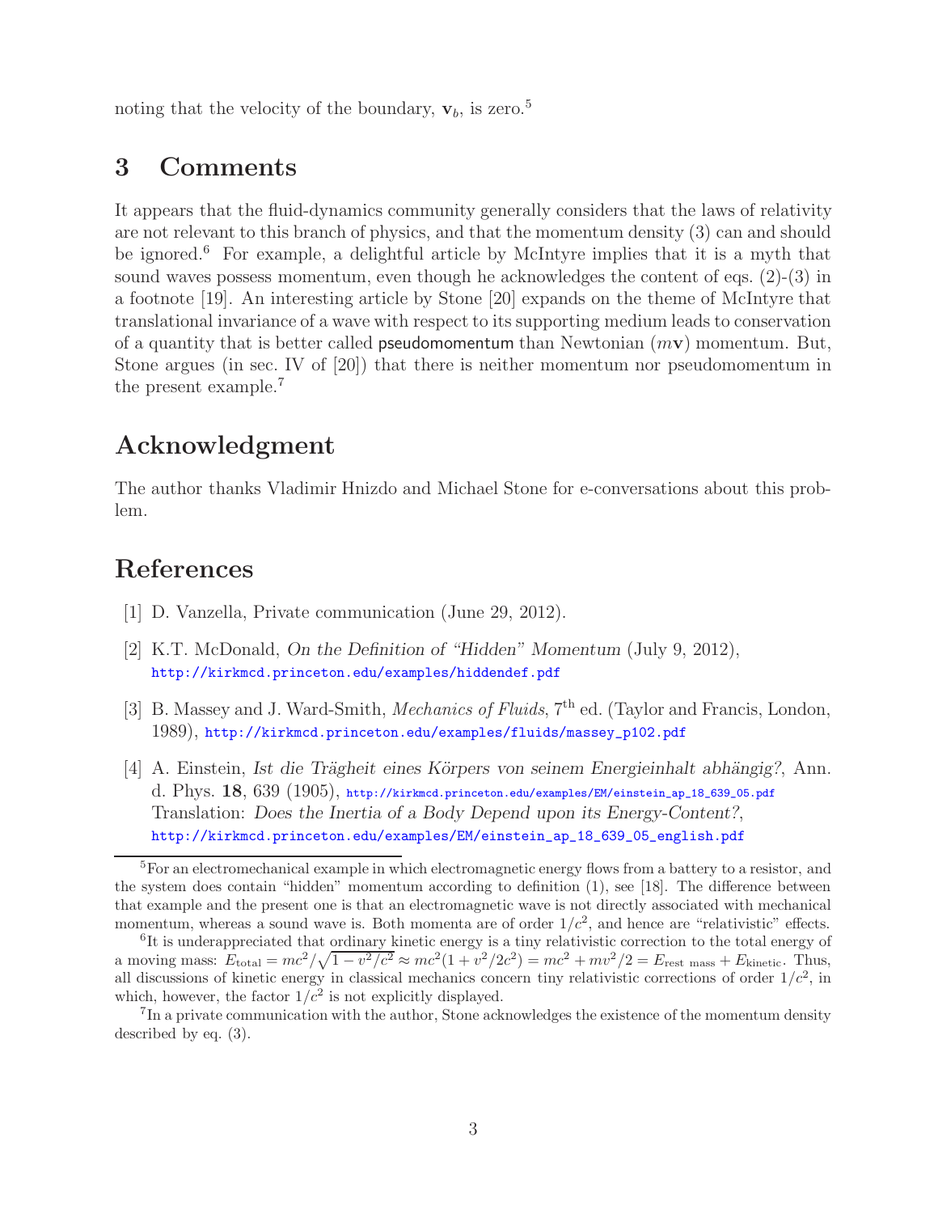noting that the velocity of the boundary, $\mathbf{v}_b$, is zero.[5]

## 3 Comments

It appears that the fluid-dynamics community generally considers that the laws of relativity are not relevant to this branch of physics, and that the momentum density (3) can and should be ignored.[6] For example, a delightful article by McIntyre implies that it is a myth that sound waves possess momentum, even though he acknowledges the content of eqs. (2)-(3) in a footnote [19]. An interesting article by Stone [20] expands on the theme of McIntyre that translational invariance of a wave with respect to its supporting medium leads to conservation of a quantity that is better called pseudomomentum than Newtonian ($m\mathbf{v}$) momentum. But, Stone argues (in sec. IV of [20]) that there is neither momentum nor pseudomomentum in the present example.[7]

## Acknowledgment

The author thanks Vladimir Hnizdo and Michael Stone for e-conversations about this problem.

## References

[1] D. Vanzella, Private communication (June 29, 2012).

[2] K.T. McDonald, *On the Definition of "Hidden" Momentum* (July 9, 2012), http://kirkmcd.princeton.edu/examples/hiddendef.pdf

[3] B. Massey and J. Ward-Smith, *Mechanics of Fluids*, 7th ed. (Taylor and Francis, London, 1989), http://kirkmcd.princeton.edu/examples/fluids/massey_p102.pdf

[4] A. Einstein, *Ist die Trägheit eines Körpers von seinem Energieinhalt abhängig?*, Ann. d. Phys. **18**, 639 (1905), http://kirkmcd.princeton.edu/examples/EM/einstein_ap_18_639_05.pdf
Translation: *Does the Inertia of a Body Depend upon its Energy-Content?*, http://kirkmcd.princeton.edu/examples/EM/einstein_ap_18_639_05_english.pdf

---

[5] For an electromechanical example in which electromagnetic energy flows from a battery to a resistor, and the system does contain "hidden" momentum according to definition (1), see [18]. The difference between that example and the present one is that an electromagnetic wave is not directly associated with mechanical momentum, whereas a sound wave is. Both momenta are of order $1/c^2$, and hence are "relativistic" effects.

[6] It is underappreciated that ordinary kinetic energy is a tiny relativistic correction to the total energy of a moving mass: $E_{\text{total}} = mc^2/\sqrt{1 - v^2/c^2} \approx mc^2(1 + v^2/2c^2) = mc^2 + mv^2/2 = E_{\text{rest mass}} + E_{\text{kinetic}}$. Thus, all discussions of kinetic energy in classical mechanics concern tiny relativistic corrections of order $1/c^2$, in which, however, the factor $1/c^2$ is not explicitly displayed.

[7] In a private communication with the author, Stone acknowledges the existence of the momentum density described by eq. (3).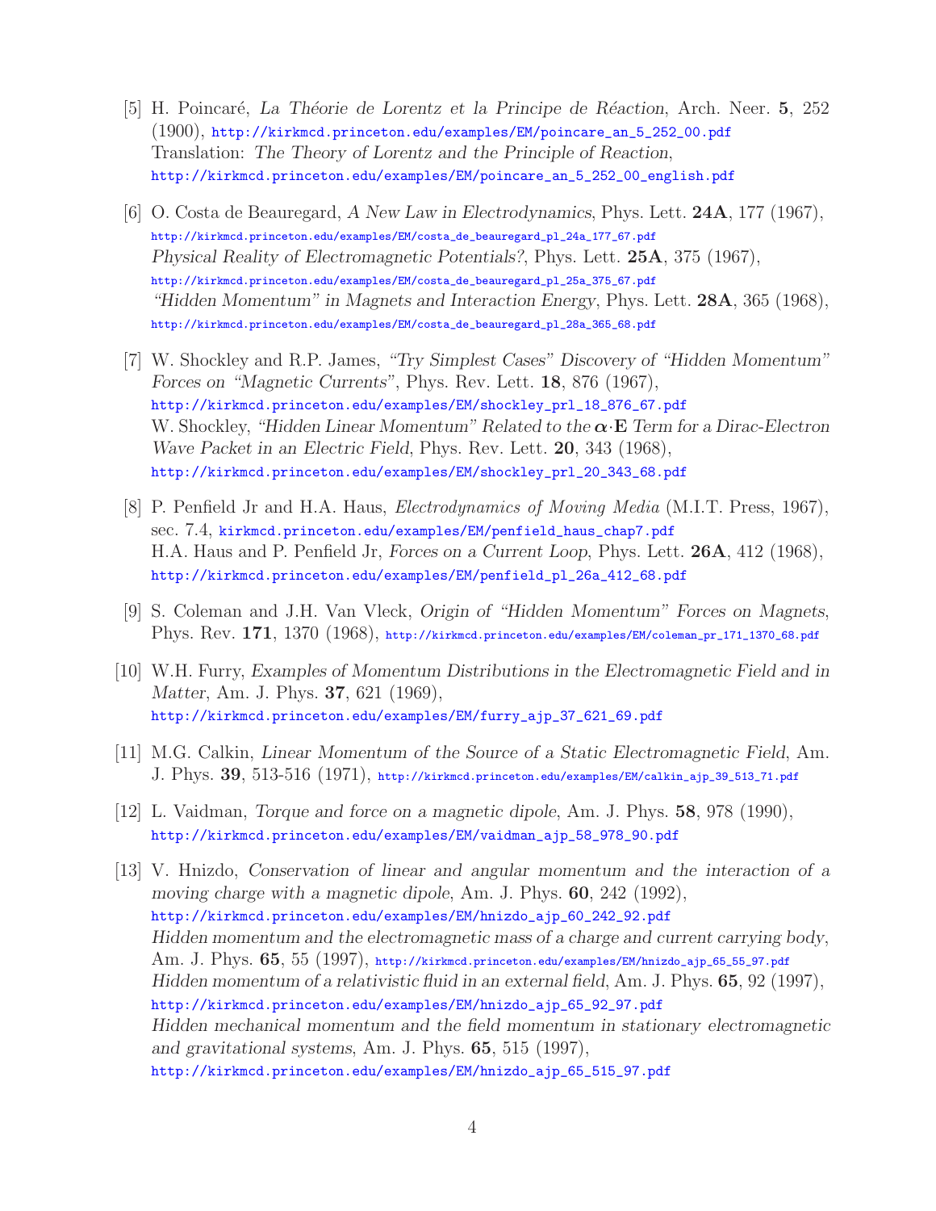[5] H. Poincaré, *La Théorie de Lorentz et la Principe de Réaction*, Arch. Neer. **5**, 252 (1900), http://kirkmcd.princeton.edu/examples/EM/poincare_an_5_252_00.pdf
Translation: *The Theory of Lorentz and the Principle of Reaction*,
http://kirkmcd.princeton.edu/examples/EM/poincare_an_5_252_00_english.pdf

[6] O. Costa de Beauregard, *A New Law in Electrodynamics*, Phys. Lett. **24A**, 177 (1967),
http://kirkmcd.princeton.edu/examples/EM/costa_de_beauregard_pl_24a_177_67.pdf
*Physical Reality of Electromagnetic Potentials?*, Phys. Lett. **25A**, 375 (1967),
http://kirkmcd.princeton.edu/examples/EM/costa_de_beauregard_pl_25a_375_67.pdf
*"Hidden Momentum" in Magnets and Interaction Energy*, Phys. Lett. **28A**, 365 (1968),
http://kirkmcd.princeton.edu/examples/EM/costa_de_beauregard_pl_28a_365_68.pdf

[7] W. Shockley and R.P. James, *"Try Simplest Cases" Discovery of "Hidden Momentum" Forces on "Magnetic Currents"*, Phys. Rev. Lett. **18**, 876 (1967),
http://kirkmcd.princeton.edu/examples/EM/shockley_prl_18_876_67.pdf
W. Shockley, *"Hidden Linear Momentum" Related to the $\boldsymbol{\alpha}\cdot\mathbf{E}$ Term for a Dirac-Electron Wave Packet in an Electric Field*, Phys. Rev. Lett. **20**, 343 (1968),
http://kirkmcd.princeton.edu/examples/EM/shockley_prl_20_343_68.pdf

[8] P. Penfield Jr and H.A. Haus, *Electrodynamics of Moving Media* (M.I.T. Press, 1967), sec. 7.4, kirkmcd.princeton.edu/examples/EM/penfield_haus_chap7.pdf
H.A. Haus and P. Penfield Jr, *Forces on a Current Loop*, Phys. Lett. **26A**, 412 (1968),
http://kirkmcd.princeton.edu/examples/EM/penfield_pl_26a_412_68.pdf

[9] S. Coleman and J.H. Van Vleck, *Origin of "Hidden Momentum" Forces on Magnets*, Phys. Rev. **171**, 1370 (1968), http://kirkmcd.princeton.edu/examples/EM/coleman_pr_171_1370_68.pdf

[10] W.H. Furry, *Examples of Momentum Distributions in the Electromagnetic Field and in Matter*, Am. J. Phys. **37**, 621 (1969),
http://kirkmcd.princeton.edu/examples/EM/furry_ajp_37_621_69.pdf

[11] M.G. Calkin, *Linear Momentum of the Source of a Static Electromagnetic Field*, Am. J. Phys. **39**, 513-516 (1971), http://kirkmcd.princeton.edu/examples/EM/calkin_ajp_39_513_71.pdf

[12] L. Vaidman, *Torque and force on a magnetic dipole*, Am. J. Phys. **58**, 978 (1990),
http://kirkmcd.princeton.edu/examples/EM/vaidman_ajp_58_978_90.pdf

[13] V. Hnizdo, *Conservation of linear and angular momentum and the interaction of a moving charge with a magnetic dipole*, Am. J. Phys. **60**, 242 (1992),
http://kirkmcd.princeton.edu/examples/EM/hnizdo_ajp_60_242_92.pdf
*Hidden momentum and the electromagnetic mass of a charge and current carrying body*, Am. J. Phys. **65**, 55 (1997), http://kirkmcd.princeton.edu/examples/EM/hnizdo_ajp_65_55_97.pdf
*Hidden momentum of a relativistic fluid in an external field*, Am. J. Phys. **65**, 92 (1997),
http://kirkmcd.princeton.edu/examples/EM/hnizdo_ajp_65_92_97.pdf
*Hidden mechanical momentum and the field momentum in stationary electromagnetic and gravitational systems*, Am. J. Phys. **65**, 515 (1997),
http://kirkmcd.princeton.edu/examples/EM/hnizdo_ajp_65_515_97.pdf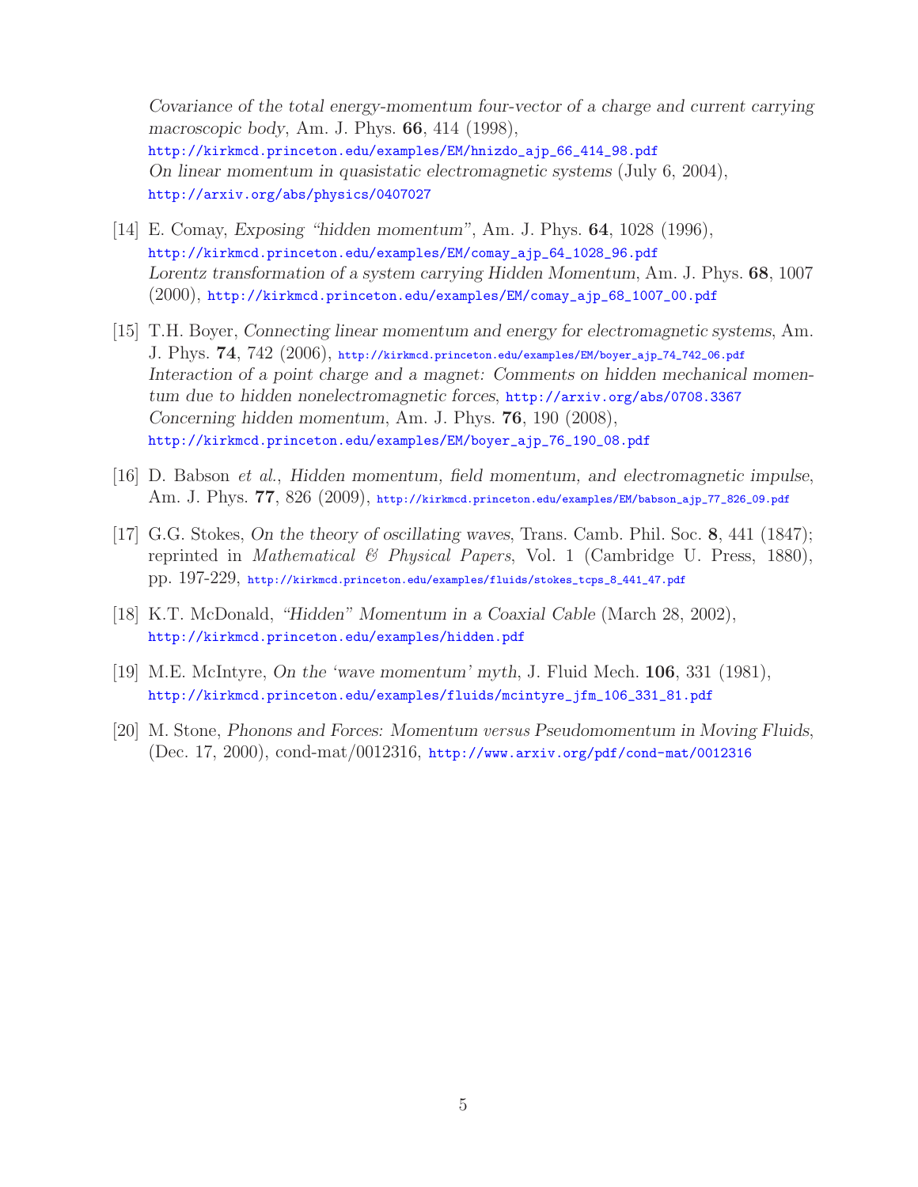*Covariance of the total energy-momentum four-vector of a charge and current carrying macroscopic body*, Am. J. Phys. **66**, 414 (1998),
http://kirkmcd.princeton.edu/examples/EM/hnizdo_ajp_66_414_98.pdf
*On linear momentum in quasistatic electromagnetic systems* (July 6, 2004),
http://arxiv.org/abs/physics/0407027

[14] E. Comay, *Exposing "hidden momentum"*, Am. J. Phys. **64**, 1028 (1996),
http://kirkmcd.princeton.edu/examples/EM/comay_ajp_64_1028_96.pdf
*Lorentz transformation of a system carrying Hidden Momentum*, Am. J. Phys. **68**, 1007 (2000), http://kirkmcd.princeton.edu/examples/EM/comay_ajp_68_1007_00.pdf

[15] T.H. Boyer, *Connecting linear momentum and energy for electromagnetic systems*, Am. J. Phys. **74**, 742 (2006), http://kirkmcd.princeton.edu/examples/EM/boyer_ajp_74_742_06.pdf
*Interaction of a point charge and a magnet: Comments on hidden mechanical momentum due to hidden nonelectromagnetic forces*, http://arxiv.org/abs/0708.3367
*Concerning hidden momentum*, Am. J. Phys. **76**, 190 (2008),
http://kirkmcd.princeton.edu/examples/EM/boyer_ajp_76_190_08.pdf

[16] D. Babson *et al.*, *Hidden momentum, field momentum, and electromagnetic impulse*, Am. J. Phys. **77**, 826 (2009), http://kirkmcd.princeton.edu/examples/EM/babson_ajp_77_826_09.pdf

[17] G.G. Stokes, *On the theory of oscillating waves*, Trans. Camb. Phil. Soc. **8**, 441 (1847); reprinted in *Mathematical & Physical Papers*, Vol. 1 (Cambridge U. Press, 1880), pp. 197-229, http://kirkmcd.princeton.edu/examples/fluids/stokes_tcps_8_441_47.pdf

[18] K.T. McDonald, *"Hidden" Momentum in a Coaxial Cable* (March 28, 2002),
http://kirkmcd.princeton.edu/examples/hidden.pdf

[19] M.E. McIntyre, *On the 'wave momentum' myth*, J. Fluid Mech. **106**, 331 (1981),
http://kirkmcd.princeton.edu/examples/fluids/mcintyre_jfm_106_331_81.pdf

[20] M. Stone, *Phonons and Forces: Momentum versus Pseudomomentum in Moving Fluids*, (Dec. 17, 2000), cond-mat/0012316, http://www.arxiv.org/pdf/cond-mat/0012316